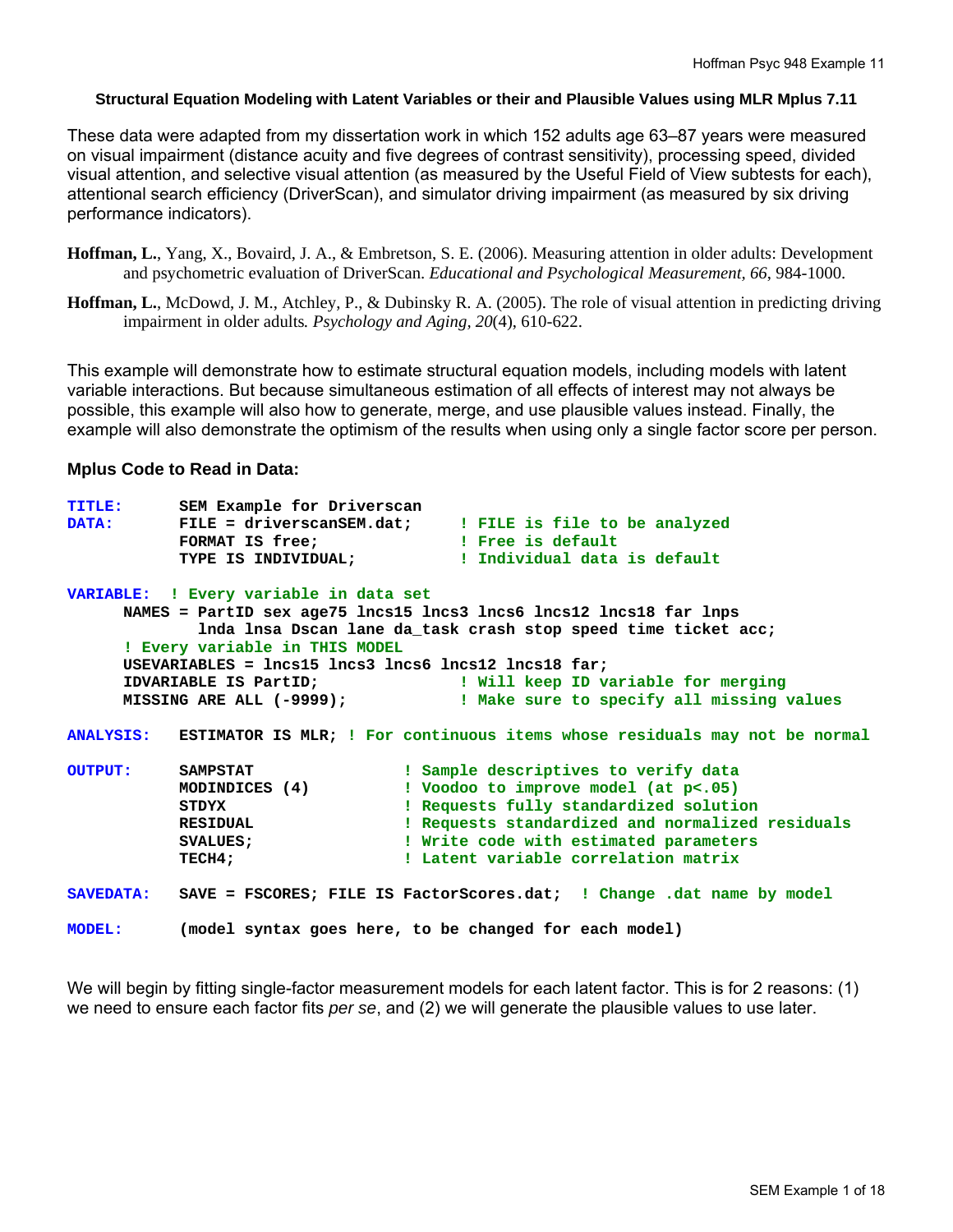**Structural Equation Modeling with Latent Variables or their and Plausible Values using MLR Mplus 7.11**

These data were adapted from my dissertation work in which 152 adults age 63–87 years were measured on visual impairment (distance acuity and five degrees of contrast sensitivity), processing speed, divided visual attention, and selective visual attention (as measured by the Useful Field of View subtests for each), attentional search efficiency (DriverScan), and simulator driving impairment (as measured by six driving performance indicators).

**Hoffman, L.**, Yang, X., Bovaird, J. A., & Embretson, S. E. (2006). Measuring attention in older adults: Development and psychometric evaluation of DriverScan. *Educational and Psychological Measurement*, *66*, 984-1000.

**Hoffman, L.**, McDowd, J. M., Atchley, P., & Dubinsky R. A. (2005). The role of visual attention in predicting driving impairment in older adults*. Psychology and Aging, 20*(4), 610-622.

This example will demonstrate how to estimate structural equation models, including models with latent variable interactions. But because simultaneous estimation of all effects of interest may not always be possible, this example will also how to generate, merge, and use plausible values instead. Finally, the example will also demonstrate the optimism of the results when using only a single factor score per person.

**Mplus Code to Read in Data:**

```
TITLE:      SEM Example for Driverscan
DATA:       FILE = driverscanSEM.dat;     ! FILE is file to be analyzed
            FORMAT IS free;               ! Free is default
            TYPE IS INDIVIDUAL;           ! Individual data is default

VARIABLE:  ! Every variable in data set
      NAMES = PartID sex age75 lncs15 lncs3 lncs6 lncs12 lncs18 far lnps
              lnda lnsa Dscan lane da_task crash stop speed time ticket acc;
      ! Every variable in THIS MODEL
      USEVARIABLES = lncs15 lncs3 lncs6 lncs12 lncs18 far;
      IDVARIABLE IS PartID;               ! Will keep ID variable for merging
      MISSING ARE ALL (-9999);            ! Make sure to specify all missing values

ANALYSIS:   ESTIMATOR IS MLR; ! For continuous items whose residuals may not be normal

OUTPUT:     SAMPSTAT                ! Sample descriptives to verify data
            MODINDICES (4)          ! Voodoo to improve model (at p<.05)
            STDYX                   ! Requests fully standardized solution
            RESIDUAL                ! Requests standardized and normalized residuals
            SVALUES;                ! Write code with estimated parameters
            TECH4;                  ! Latent variable correlation matrix

SAVEDATA:   SAVE = FSCORES; FILE IS FactorScores.dat;  ! Change .dat name by model

MODEL:      (model syntax goes here, to be changed for each model)
```

We will begin by fitting single-factor measurement models for each latent factor. This is for 2 reasons: (1) we need to ensure each factor fits *per se*, and (2) we will generate the plausible values to use later.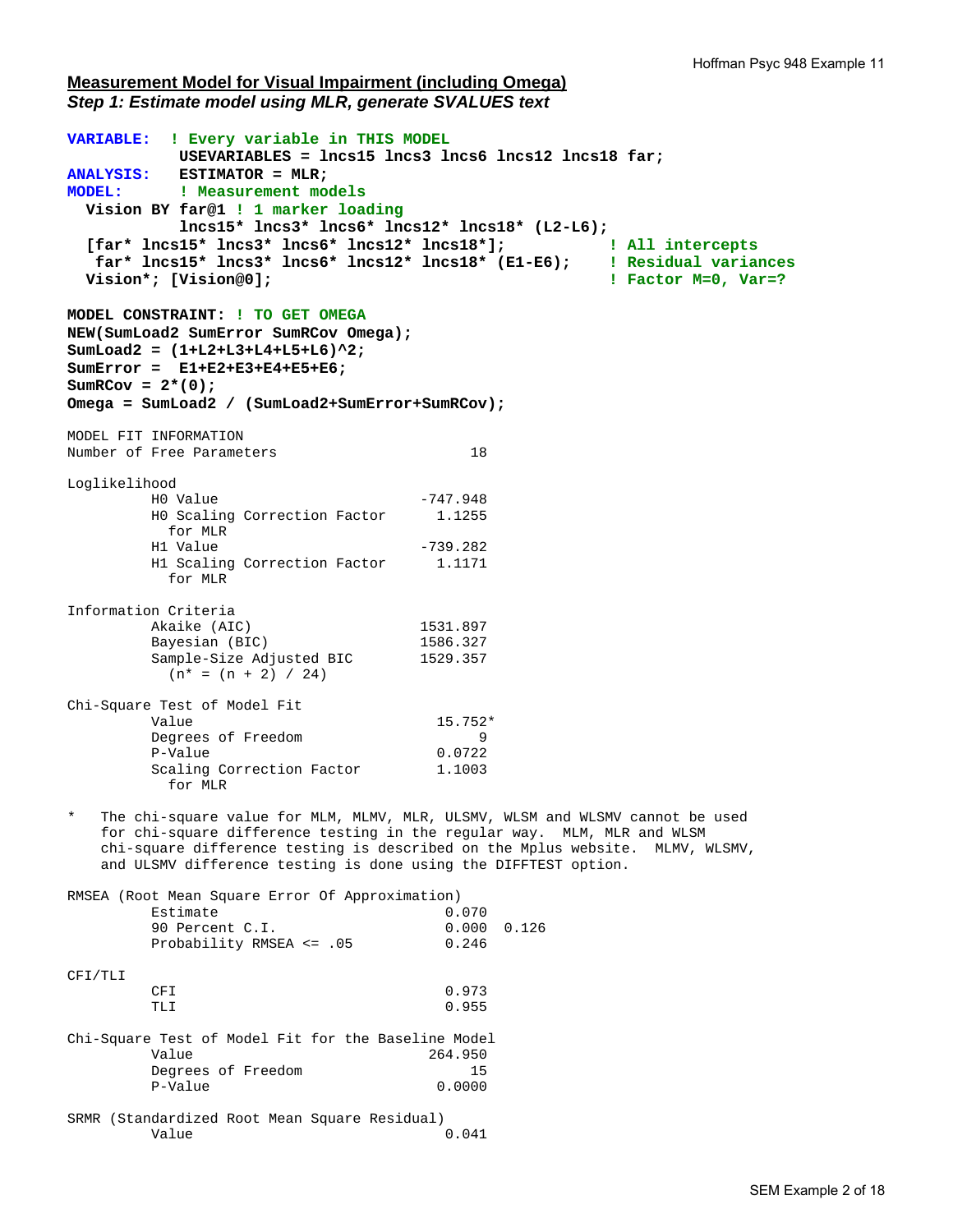**Measurement Model for Visual Impairment (including Omega)**

***Step 1: Estimate model using MLR, generate SVALUES text***

```
VARIABLE:  ! Every variable in THIS MODEL
           USEVARIABLES = lncs15 lncs3 lncs6 lncs12 lncs18 far;
ANALYSIS:  ESTIMATOR = MLR;
MODEL:     ! Measurement models
  Vision BY far@1 ! 1 marker loading
           lncs15* lncs3* lncs6* lncs12* lncs18* (L2-L6);
  [far* lncs15* lncs3* lncs6* lncs12* lncs18*];          ! All intercepts
   far* lncs15* lncs3* lncs6* lncs12* lncs18* (E1-E6);   ! Residual variances
  Vision*; [Vision@0];                                   ! Factor M=0, Var=?

MODEL CONSTRAINT: ! TO GET OMEGA
NEW(SumLoad2 SumError SumRCov Omega);
SumLoad2 = (1+L2+L3+L4+L5+L6)^2;
SumError =  E1+E2+E3+E4+E5+E6;
SumRCov = 2*(0);
Omega = SumLoad2 / (SumLoad2+SumError+SumRCov);
```

```
MODEL FIT INFORMATION
Number of Free Parameters                       18

Loglikelihood
          H0 Value                        -747.948
          H0 Scaling Correction Factor      1.1255
            for MLR
          H1 Value                        -739.282
          H1 Scaling Correction Factor      1.1171
            for MLR

Information Criteria
          Akaike (AIC)                    1531.897
          Bayesian (BIC)                  1586.327
          Sample-Size Adjusted BIC        1529.357
            (n* = (n + 2) / 24)

Chi-Square Test of Model Fit
          Value                             15.752*
          Degrees of Freedom                     9
          P-Value                           0.0722
          Scaling Correction Factor         1.1003
            for MLR

*   The chi-square value for MLM, MLMV, MLR, ULSMV, WLSM and WLSMV cannot be used
    for chi-square difference testing in the regular way.  MLM, MLR and WLSM
    chi-square difference testing is described on the Mplus website.  MLMV, WLSMV,
    and ULSMV difference testing is done using the DIFFTEST option.

RMSEA (Root Mean Square Error Of Approximation)
          Estimate                           0.070
          90 Percent C.I.                    0.000  0.126
          Probability RMSEA <= .05           0.246

CFI/TLI
          CFI                                0.973
          TLI                                0.955

Chi-Square Test of Model Fit for the Baseline Model
          Value                            264.950
          Degrees of Freedom                    15
          P-Value                           0.0000

SRMR (Standardized Root Mean Square Residual)
          Value                              0.041
```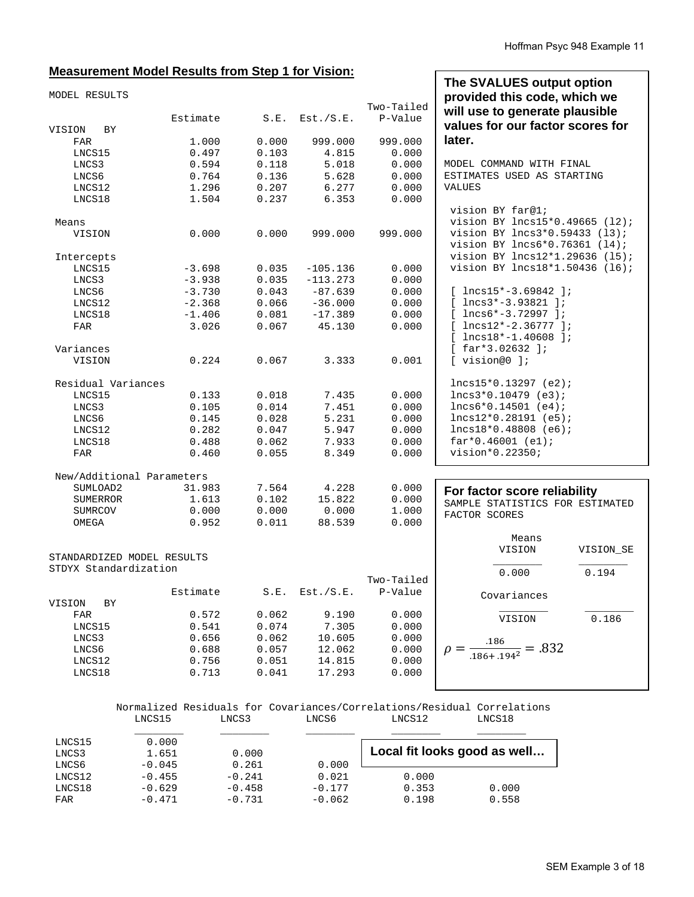## Measurement Model Results from Step 1 for Vision:

```
MODEL RESULTS
                                                    Two-Tailed
                    Estimate       S.E.  Est./S.E.    P-Value
VISION   BY
    FAR                1.000      0.000    999.000    999.000
    LNCS15             0.497      0.103      4.815      0.000
    LNCS3              0.594      0.118      5.018      0.000
    LNCS6              0.764      0.136      5.628      0.000
    LNCS12             1.296      0.207      6.277      0.000
    LNCS18             1.504      0.237      6.353      0.000

 Means
    VISION             0.000      0.000    999.000    999.000

 Intercepts
    LNCS15            -3.698      0.035   -105.136      0.000
    LNCS3             -3.938      0.035   -113.273      0.000
    LNCS6             -3.730      0.043    -87.639      0.000
    LNCS12            -2.368      0.066    -36.000      0.000
    LNCS18            -1.406      0.081    -17.389      0.000
    FAR                3.026      0.067     45.130      0.000

 Variances
    VISION             0.224      0.067      3.333      0.001

 Residual Variances
    LNCS15             0.133      0.018      7.435      0.000
    LNCS3              0.105      0.014      7.451      0.000
    LNCS6              0.145      0.028      5.231      0.000
    LNCS12             0.282      0.047      5.947      0.000
    LNCS18             0.488      0.062      7.933      0.000
    FAR                0.460      0.055      8.349      0.000

 New/Additional Parameters
    SUMLOAD2          31.983      7.564      4.228      0.000
    SUMERROR           1.613      0.102     15.822      0.000
    SUMRCOV            0.000      0.000      0.000      1.000
    OMEGA              0.952      0.011     88.539      0.000


STANDARDIZED MODEL RESULTS
STDYX Standardization
                                                    Two-Tailed
                    Estimate       S.E.  Est./S.E.    P-Value
VISION   BY
    FAR                0.572      0.062      9.190      0.000
    LNCS15             0.541      0.074      7.305      0.000
    LNCS3              0.656      0.062     10.605      0.000
    LNCS6              0.688      0.057     12.062      0.000
    LNCS12             0.756      0.051     14.815      0.000
    LNCS18             0.713      0.041     17.293      0.000
```

**The SVALUES output option provided this code, which we will use to generate plausible values for our factor scores for later.**

```
MODEL COMMAND WITH FINAL ESTIMATES USED AS STARTING VALUES

 vision BY far@1;
 vision BY lncs15*0.49665 (l2);
 vision BY lncs3*0.59433 (l3);
 vision BY lncs6*0.76361 (l4);
 vision BY lncs12*1.29636 (l5);
 vision BY lncs18*1.50436 (l6);

 [ lncs15*-3.69842 ];
 [ lncs3*-3.93821 ];
 [ lncs6*-3.72997 ];
 [ lncs12*-2.36777 ];
 [ lncs18*-1.40608 ];
 [ far*3.02632 ];
 [ vision@0 ];

 lncs15*0.13297 (e2);
 lncs3*0.10479 (e3);
 lncs6*0.14501 (e4);
 lncs12*0.28191 (e5);
 lncs18*0.48808 (e6);
 far*0.46001 (e1);
 vision*0.22350;
```

**For factor score reliability**

```
SAMPLE STATISTICS FOR ESTIMATED FACTOR SCORES

        Means
        VISION      VISION_SE
        ________    ________
        0.000       0.194

        Covariances
        ________    ________
        VISION      0.186
```

$$\rho = \frac{.186}{.186 + .194^2} = .832$$

```
     Normalized Residuals for Covariances/Correlations/Residual Correlations
           LNCS15        LNCS3         LNCS6         LNCS12        LNCS18
           ________      ________      ________      ________      ________
 LNCS15        0.000
 LNCS3         1.651         0.000
 LNCS6        -0.045         0.261         0.000
 LNCS12       -0.455        -0.241         0.021         0.000
 LNCS18       -0.629        -0.458        -0.177         0.353         0.000
 FAR          -0.471        -0.731        -0.062         0.198         0.558
```

**Local fit looks good as well…**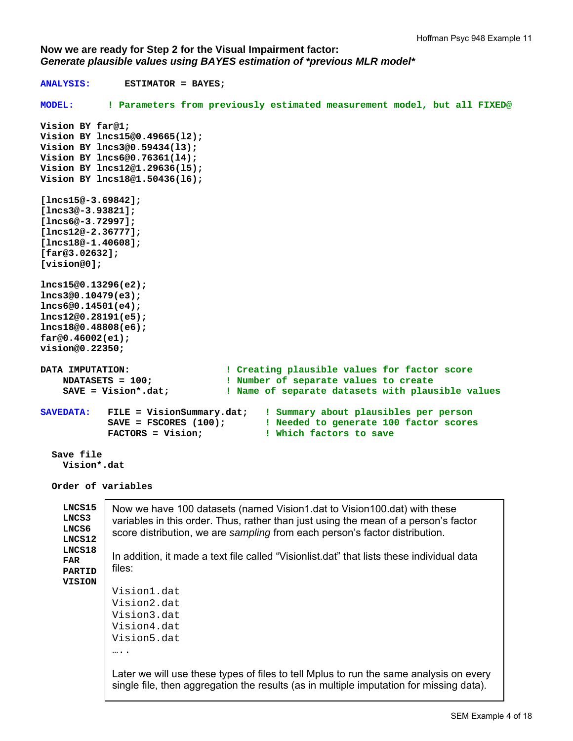**Now we are ready for Step 2 for the Visual Impairment factor:**
***Generate plausible values using BAYES estimation of *previous MLR model****

```
ANALYSIS:      ESTIMATOR = BAYES;

MODEL:      ! Parameters from previously estimated measurement model, but all FIXED@

Vision BY far@1;
Vision BY lncs15@0.49665(l2);
Vision BY lncs3@0.59434(l3);
Vision BY lncs6@0.76361(l4);
Vision BY lncs12@1.29636(l5);
Vision BY lncs18@1.50436(l6);

[lncs15@-3.69842];
[lncs3@-3.93821];
[lncs6@-3.72997];
[lncs12@-2.36777];
[lncs18@-1.40608];
[far@3.02632];
[vision@0];

lncs15@0.13296(e2);
lncs3@0.10479(e3);
lncs6@0.14501(e4);
lncs12@0.28191(e5);
lncs18@0.48808(e6);
far@0.46002(e1);
vision@0.22350;

DATA IMPUTATION:                 ! Creating plausible values for factor score
    NDATASETS = 100;             ! Number of separate values to create
    SAVE = Vision*.dat;          ! Name of separate datasets with plausible values

SAVEDATA:   FILE = VisionSummary.dat;   ! Summary about plausibles per person
            SAVE = FSCORES (100);       ! Needed to generate 100 factor scores
            FACTORS = Vision;           ! Which factors to save

  Save file
    Vision*.dat

  Order of variables

    LNCS15
    LNCS3
    LNCS6
    LNCS12
    LNCS18
    FAR
    PARTID
    VISION
```

Now we have 100 datasets (named Vision1.dat to Vision100.dat) with these variables in this order. Thus, rather than just using the mean of a person's factor score distribution, we are *sampling* from each person's factor distribution.

In addition, it made a text file called "Visionlist.dat" that lists these individual data files:

```
Vision1.dat
Vision2.dat
Vision3.dat
Vision4.dat
Vision5.dat
…..
```

Later we will use these types of files to tell Mplus to run the same analysis on every single file, then aggregation the results (as in multiple imputation for missing data).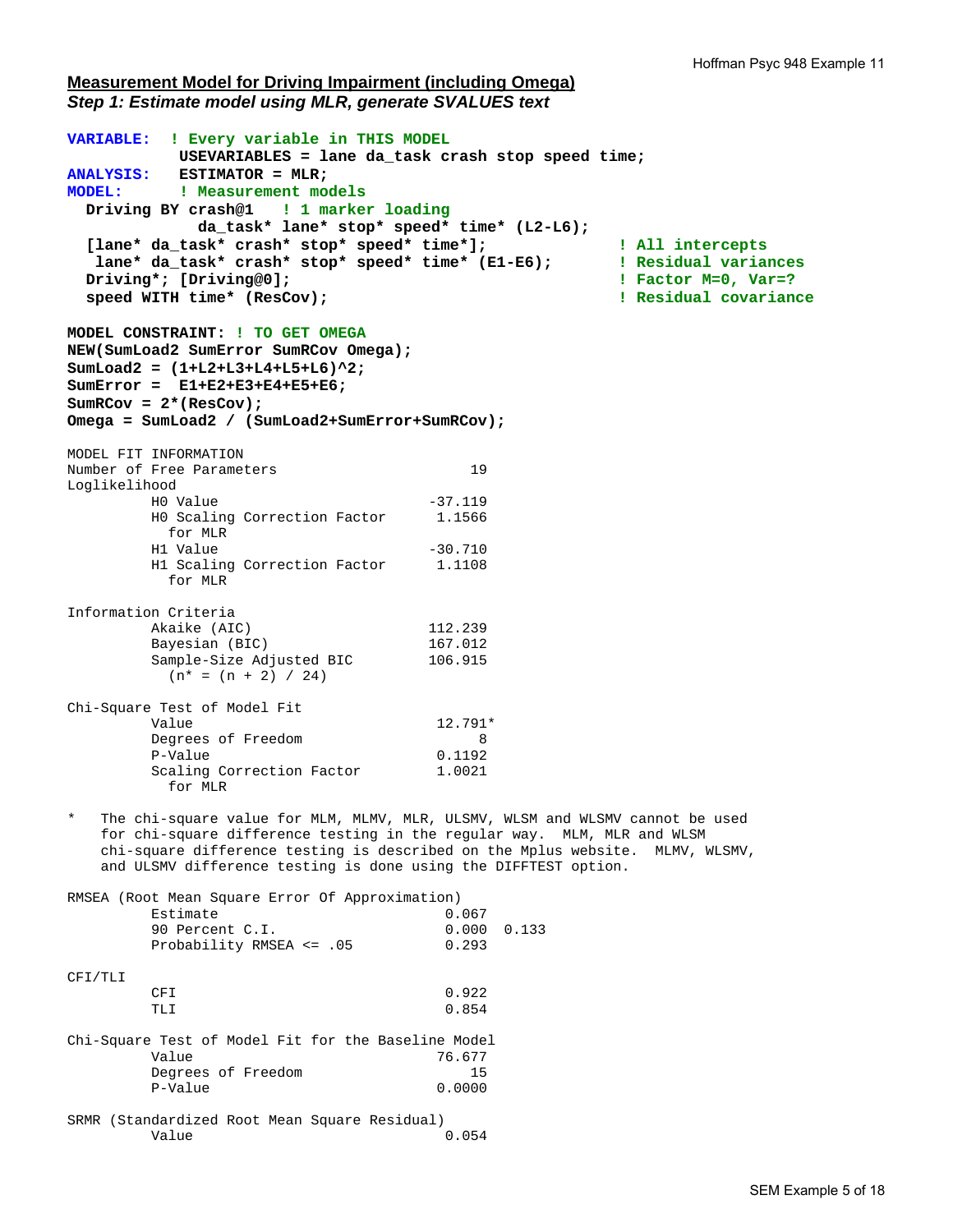## Measurement Model for Driving Impairment (including Omega)

***Step 1: Estimate model using MLR, generate SVALUES text***

```
VARIABLE:  ! Every variable in THIS MODEL
            USEVARIABLES = lane da_task crash stop speed time;
ANALYSIS:   ESTIMATOR = MLR;
MODEL:      ! Measurement models
  Driving BY crash@1   ! 1 marker loading
              da_task* lane* stop* speed* time* (L2-L6);
  [lane* da_task* crash* stop* speed* time*];              ! All intercepts
   lane* da_task* crash* stop* speed* time* (E1-E6);       ! Residual variances
  Driving*; [Driving@0];                                   ! Factor M=0, Var=?
  speed WITH time* (ResCov);                               ! Residual covariance

MODEL CONSTRAINT: ! TO GET OMEGA
NEW(SumLoad2 SumError SumRCov Omega);
SumLoad2 = (1+L2+L3+L4+L5+L6)^2;
SumError =  E1+E2+E3+E4+E5+E6;
SumRCov = 2*(ResCov);
Omega = SumLoad2 / (SumLoad2+SumError+SumRCov);
```

```
MODEL FIT INFORMATION
Number of Free Parameters                       19
Loglikelihood
          H0 Value                         -37.119
          H0 Scaling Correction Factor      1.1566
            for MLR
          H1 Value                         -30.710
          H1 Scaling Correction Factor      1.1108
            for MLR

Information Criteria
          Akaike (AIC)                     112.239
          Bayesian (BIC)                   167.012
          Sample-Size Adjusted BIC         106.915
            (n* = (n + 2) / 24)

Chi-Square Test of Model Fit
          Value                             12.791*
          Degrees of Freedom                     8
          P-Value                           0.1192
          Scaling Correction Factor         1.0021
            for MLR

*   The chi-square value for MLM, MLMV, MLR, ULSMV, WLSM and WLSMV cannot be used
    for chi-square difference testing in the regular way.  MLM, MLR and WLSM
    chi-square difference testing is described on the Mplus website.  MLMV, WLSMV,
    and ULSMV difference testing is done using the DIFFTEST option.

RMSEA (Root Mean Square Error Of Approximation)
          Estimate                           0.067
          90 Percent C.I.                    0.000  0.133
          Probability RMSEA <= .05           0.293

CFI/TLI
          CFI                                0.922
          TLI                                0.854

Chi-Square Test of Model Fit for the Baseline Model
          Value                             76.677
          Degrees of Freedom                    15
          P-Value                           0.0000

SRMR (Standardized Root Mean Square Residual)
          Value                              0.054
```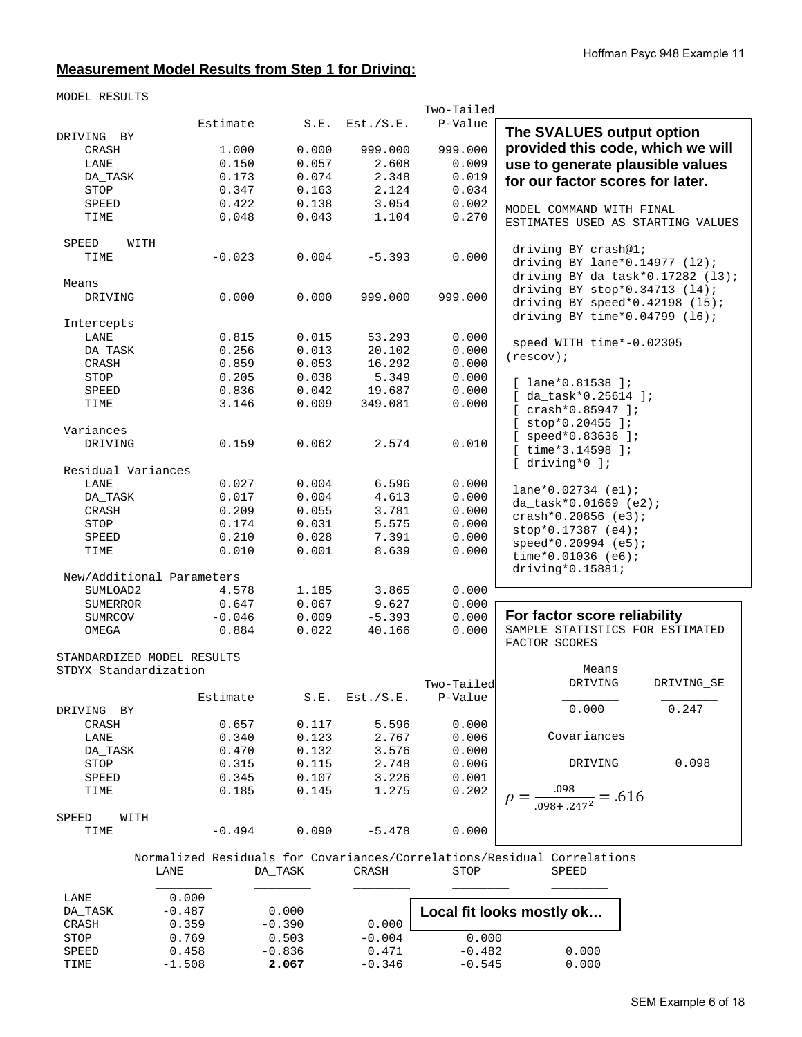**Measurement Model Results from Step 1 for Driving:**

```
MODEL RESULTS
                                                    Two-Tailed
                    Estimate       S.E.  Est./S.E.    P-Value
DRIVING  BY
    CRASH              1.000      0.000    999.000    999.000
    LANE               0.150      0.057      2.608      0.009
    DA_TASK            0.173      0.074      2.348      0.019
    STOP               0.347      0.163      2.124      0.034
    SPEED              0.422      0.138      3.054      0.002
    TIME               0.048      0.043      1.104      0.270

 SPEED    WITH
    TIME              -0.023      0.004     -5.393      0.000

 Means
    DRIVING            0.000      0.000    999.000    999.000

 Intercepts
    LANE               0.815      0.015     53.293      0.000
    DA_TASK            0.256      0.013     20.102      0.000
    CRASH              0.859      0.053     16.292      0.000
    STOP               0.205      0.038      5.349      0.000
    SPEED              0.836      0.042     19.687      0.000
    TIME               3.146      0.009    349.081      0.000

 Variances
    DRIVING            0.159      0.062      2.574      0.010

 Residual Variances
    LANE               0.027      0.004      6.596      0.000
    DA_TASK            0.017      0.004      4.613      0.000
    CRASH              0.209      0.055      3.781      0.000
    STOP               0.174      0.031      5.575      0.000
    SPEED              0.210      0.028      7.391      0.000
    TIME               0.010      0.001      8.639      0.000

 New/Additional Parameters
    SUMLOAD2           4.578      1.185      3.865      0.000
    SUMERROR           0.647      0.067      9.627      0.000
    SUMRCOV           -0.046      0.009     -5.393      0.000
    OMEGA              0.884      0.022     40.166      0.000

STANDARDIZED MODEL RESULTS
STDYX Standardization
                                                    Two-Tailed
                    Estimate       S.E.  Est./S.E.    P-Value
DRIVING  BY
    CRASH              0.657      0.117      5.596      0.000
    LANE               0.340      0.123      2.767      0.006
    DA_TASK            0.470      0.132      3.576      0.000
    STOP               0.315      0.115      2.748      0.006
    SPEED              0.345      0.107      3.226      0.001
    TIME               0.185      0.145      1.275      0.202

SPEED    WITH
    TIME              -0.494      0.090     -5.478      0.000
```

**The SVALUES output option provided this code, which we will use to generate plausible values for our factor scores for later.**

```
MODEL COMMAND WITH FINAL
ESTIMATES USED AS STARTING VALUES

 driving BY crash@1;
 driving BY lane*0.14977 (l2);
 driving BY da_task*0.17282 (l3);
 driving BY stop*0.34713 (l4);
 driving BY speed*0.42198 (l5);
 driving BY time*0.04799 (l6);

 speed WITH time*-0.02305
(rescov);

 [ lane*0.81538 ];
 [ da_task*0.25614 ];
 [ crash*0.85947 ];
 [ stop*0.20455 ];
 [ speed*0.83636 ];
 [ time*3.14598 ];
 [ driving*0 ];

 lane*0.02734 (e1);
 da_task*0.01669 (e2);
 crash*0.20856 (e3);
 stop*0.17387 (e4);
 speed*0.20994 (e5);
 time*0.01036 (e6);
 driving*0.15881;
```

**For factor score reliability**

```
SAMPLE STATISTICS FOR ESTIMATED
FACTOR SCORES

           Means
           DRIVING       DRIVING_SE
           ________      ________
              0.000         0.247

           Covariances
           ________      ________
           DRIVING          0.098
```

$$\rho = \frac{.098}{.098 + .247^2} = .616$$

```
          Normalized Residuals for Covariances/Correlations/Residual Correlations
              LANE          DA_TASK       CRASH         STOP          SPEED
              ________      ________      ________      ________      ________
 LANE            0.000
 DA_TASK        -0.487         0.000
 CRASH           0.359        -0.390         0.000
 STOP            0.769         0.503        -0.004         0.000
 SPEED           0.458        -0.836         0.471        -0.482         0.000
 TIME           -1.508         2.067        -0.346        -0.545         0.000
```

**Local fit looks mostly ok…**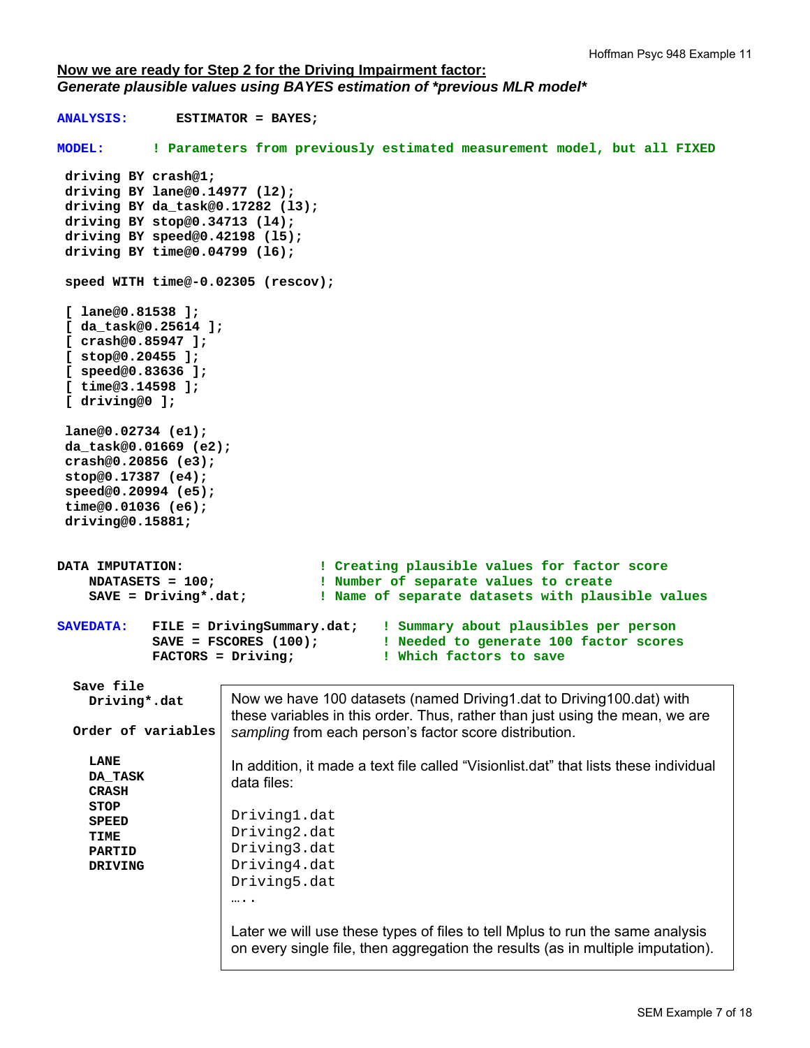**<u>Now we are ready for Step 2 for the Driving Impairment factor:</u>**
***Generate plausible values using BAYES estimation of \*previous MLR model\****

```
ANALYSIS:      ESTIMATOR = BAYES;

MODEL:     ! Parameters from previously estimated measurement model, but all FIXED

 driving BY crash@1;
 driving BY lane@0.14977 (l2);
 driving BY da_task@0.17282 (l3);
 driving BY stop@0.34713 (l4);
 driving BY speed@0.42198 (l5);
 driving BY time@0.04799 (l6);

 speed WITH time@-0.02305 (rescov);

 [ lane@0.81538 ];
 [ da_task@0.25614 ];
 [ crash@0.85947 ];
 [ stop@0.20455 ];
 [ speed@0.83636 ];
 [ time@3.14598 ];
 [ driving@0 ];

 lane@0.02734 (e1);
 da_task@0.01669 (e2);
 crash@0.20856 (e3);
 stop@0.17387 (e4);
 speed@0.20994 (e5);
 time@0.01036 (e6);
 driving@0.15881;

DATA IMPUTATION:                ! Creating plausible values for factor score
    NDATASETS = 100;            ! Number of separate values to create
    SAVE = Driving*.dat;        ! Name of separate datasets with plausible values

SAVEDATA:   FILE = DrivingSummary.dat;   ! Summary about plausibles per person
            SAVE = FSCORES (100);        ! Needed to generate 100 factor scores
            FACTORS = Driving;           ! Which factors to save
```

```
  Save file
    Driving*.dat

  Order of variables

    LANE
    DA_TASK
    CRASH
    STOP
    SPEED
    TIME
    PARTID
    DRIVING
```

Now we have 100 datasets (named Driving1.dat to Driving100.dat) with these variables in this order. Thus, rather than just using the mean, we are *sampling* from each person's factor score distribution.

In addition, it made a text file called "Visionlist.dat" that lists these individual data files:

```
Driving1.dat
Driving2.dat
Driving3.dat
Driving4.dat
Driving5.dat
…..
```

Later we will use these types of files to tell Mplus to run the same analysis on every single file, then aggregation the results (as in multiple imputation).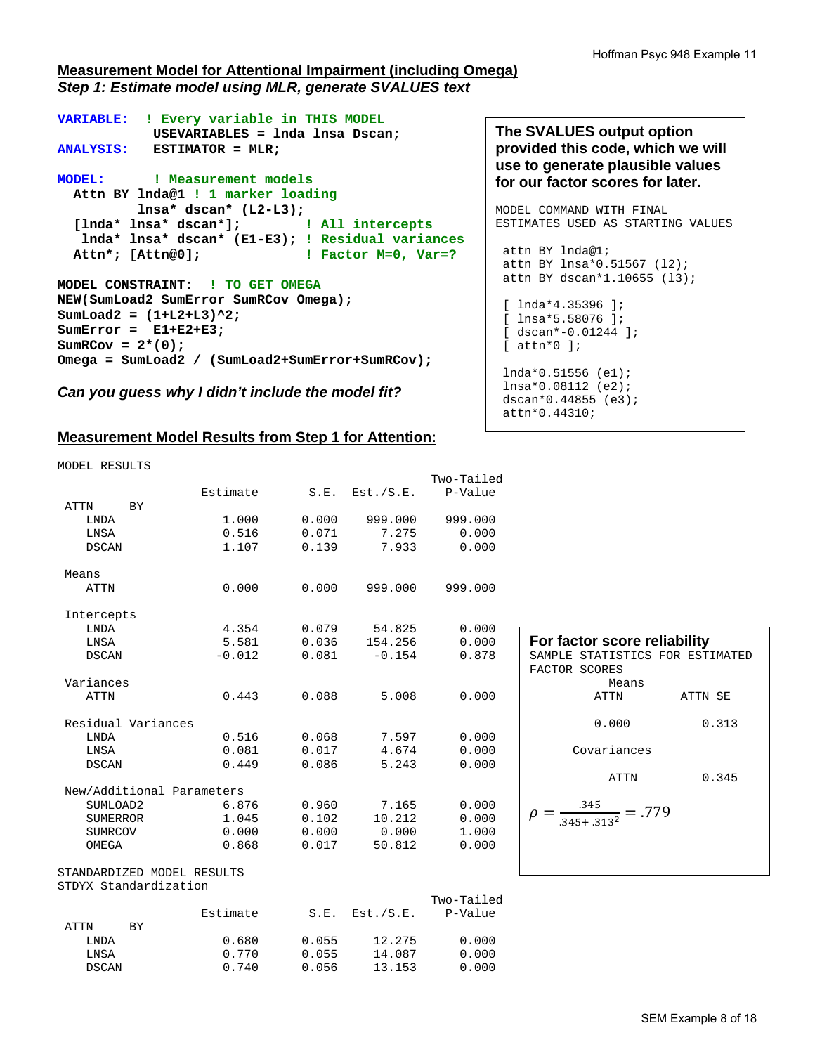## Measurement Model for Attentional Impairment (including Omega)

***Step 1: Estimate model using MLR, generate SVALUES text***

```
VARIABLE:  ! Every variable in THIS MODEL
           USEVARIABLES = lnda lnsa Dscan;
ANALYSIS:  ESTIMATOR = MLR;

MODEL:      ! Measurement models
  Attn BY lnda@1 ! 1 marker loading
          lnsa* dscan* (L2-L3);
  [lnda* lnsa* dscan*];          ! All intercepts
   lnda* lnsa* dscan* (E1-E3); ! Residual variances
  Attn*; [Attn@0];               ! Factor M=0, Var=?

MODEL CONSTRAINT:  ! TO GET OMEGA
NEW(SumLoad2 SumError SumRCov Omega);
SumLoad2 = (1+L2+L3)^2;
SumError =  E1+E2+E3;
SumRCov = 2*(0);
Omega = SumLoad2 / (SumLoad2+SumError+SumRCov);
```

***Can you guess why I didn't include the model fit?***

**The SVALUES output option provided this code, which we will use to generate plausible values for our factor scores for later.**

```
MODEL COMMAND WITH FINAL
ESTIMATES USED AS STARTING VALUES

 attn BY lnda@1;
 attn BY lnsa*0.51567 (l2);
 attn BY dscan*1.10655 (l3);

 [ lnda*4.35396 ];
 [ lnsa*5.58076 ];
 [ dscan*-0.01244 ];
 [ attn*0 ];

 lnda*0.51556 (e1);
 lnsa*0.08112 (e2);
 dscan*0.44855 (e3);
 attn*0.44310;
```

## Measurement Model Results from Step 1 for Attention:

```
MODEL RESULTS
                                                    Two-Tailed
                    Estimate       S.E.  Est./S.E.    P-Value
 ATTN     BY
    LNDA               1.000      0.000    999.000    999.000
    LNSA               0.516      0.071      7.275      0.000
    DSCAN              1.107      0.139      7.933      0.000

 Means
    ATTN               0.000      0.000    999.000    999.000

 Intercepts
    LNDA               4.354      0.079     54.825      0.000
    LNSA               5.581      0.036    154.256      0.000
    DSCAN             -0.012      0.081     -0.154      0.878

 Variances
    ATTN               0.443      0.088      5.008      0.000

 Residual Variances
    LNDA               0.516      0.068      7.597      0.000
    LNSA               0.081      0.017      4.674      0.000
    DSCAN              0.449      0.086      5.243      0.000

 New/Additional Parameters
    SUMLOAD2           6.876      0.960      7.165      0.000
    SUMERROR           1.045      0.102     10.212      0.000
    SUMRCOV            0.000      0.000      0.000      1.000
    OMEGA              0.868      0.017     50.812      0.000

STANDARDIZED MODEL RESULTS
STDYX Standardization
                                                    Two-Tailed
                    Estimate       S.E.  Est./S.E.    P-Value
 ATTN     BY
    LNDA               0.680      0.055     12.275      0.000
    LNSA               0.770      0.055     14.087      0.000
    DSCAN              0.740      0.056     13.153      0.000
```

**For factor score reliability**

```
SAMPLE STATISTICS FOR ESTIMATED
FACTOR SCORES
            Means
            ATTN          ATTN_SE
            ________      ________
             0.000         0.313

            Covariances
             ________      ________
             ATTN          0.345
```

$$\rho = \frac{.345}{.345 + .313^2} = .779$$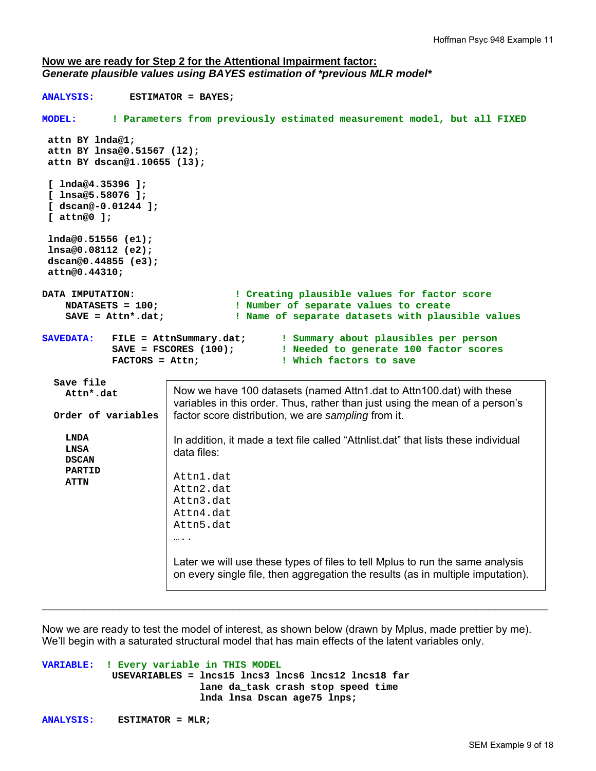**<u>Now we are ready for Step 2 for the Attentional Impairment factor:</u>**
***Generate plausible values using BAYES estimation of *previous MLR model****

```
ANALYSIS:      ESTIMATOR = BAYES;

MODEL:      ! Parameters from previously estimated measurement model, but all FIXED

 attn BY lnda@1;
 attn BY lnsa@0.51567 (l2);
 attn BY dscan@1.10655 (l3);

 [ lnda@4.35396 ];
 [ lnsa@5.58076 ];
 [ dscan@-0.01244 ];
 [ attn@0 ];

 lnda@0.51556 (e1);
 lnsa@0.08112 (e2);
 dscan@0.44855 (e3);
 attn@0.44310;

DATA IMPUTATION:                ! Creating plausible values for factor score
    NDATASETS = 100;            ! Number of separate values to create
    SAVE = Attn*.dat;           ! Name of separate datasets with plausible values

SAVEDATA:   FILE = AttnSummary.dat;      ! Summary about plausibles per person
            SAVE = FSCORES (100);        ! Needed to generate 100 factor scores
            FACTORS = Attn;              ! Which factors to save
```

```
  Save file
    Attn*.dat

  Order of variables

    LNDA
    LNSA
    DSCAN
    PARTID
    ATTN
```

Now we have 100 datasets (named Attn1.dat to Attn100.dat) with these variables in this order. Thus, rather than just using the mean of a person's factor score distribution, we are *sampling* from it.

In addition, it made a text file called "Attnlist.dat" that lists these individual data files:

```
Attn1.dat
Attn2.dat
Attn3.dat
Attn4.dat
Attn5.dat
…..
```

Later we will use these types of files to tell Mplus to run the same analysis on every single file, then aggregation the results (as in multiple imputation).

---

Now we are ready to test the model of interest, as shown below (drawn by Mplus, made prettier by me). We'll begin with a saturated structural model that has main effects of the latent variables only.

```
VARIABLE:  ! Every variable in THIS MODEL
            USEVARIABLES = lncs15 lncs3 lncs6 lncs12 lncs18 far
                           lane da_task crash stop speed time
                           lnda lnsa Dscan age75 lnps;

ANALYSIS:    ESTIMATOR = MLR;
```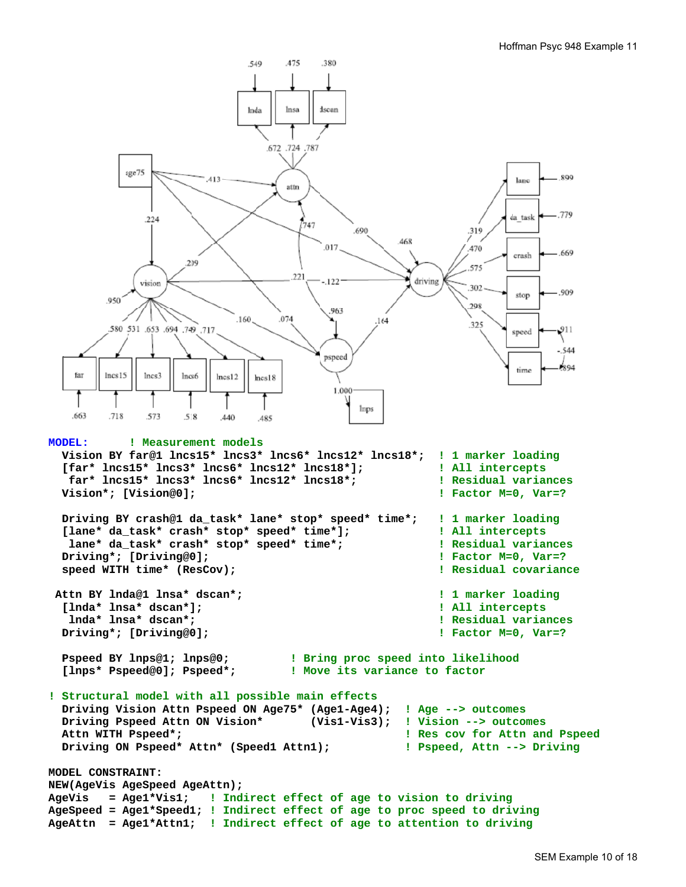```
MODEL:       ! Measurement models
  Vision BY far@1 lncs15* lncs3* lncs6* lncs12* lncs18*;  ! 1 marker loading
  [far* lncs15* lncs3* lncs6* lncs12* lncs18*];           ! All intercepts
   far* lncs15* lncs3* lncs6* lncs12* lncs18*;            ! Residual variances
  Vision*; [Vision@0];                                    ! Factor M=0, Var=?

  Driving BY crash@1 da_task* lane* stop* speed* time*;   ! 1 marker loading
  [lane* da_task* crash* stop* speed* time*];             ! All intercepts
   lane* da_task* crash* stop* speed* time*;              ! Residual variances
  Driving*; [Driving@0];                                  ! Factor M=0, Var=?
  speed WITH time* (ResCov);                              ! Residual covariance

 Attn BY lnda@1 lnsa* dscan*;                             ! 1 marker loading
  [lnda* lnsa* dscan*];                                   ! All intercepts
   lnda* lnsa* dscan*;                                    ! Residual variances
  Driving*; [Driving@0];                                  ! Factor M=0, Var=?

  Pspeed BY lnps@1; lnps@0;          ! Bring proc speed into likelihood
  [lnps* Pspeed@0]; Pspeed*;         ! Move its variance to factor

! Structural model with all possible main effects
  Driving Vision Attn Pspeed ON Age75* (Age1-Age4);  ! Age --> outcomes
  Driving Pspeed Attn ON Vision*       (Vis1-Vis3);  ! Vision --> outcomes
  Attn WITH Pspeed*;                                 ! Res cov for Attn and Pspeed
  Driving ON Pspeed* Attn* (Speed1 Attn1);           ! Pspeed, Attn --> Driving

MODEL CONSTRAINT:
NEW(AgeVis AgeSpeed AgeAttn);
AgeVis   = Age1*Vis1;    ! Indirect effect of age to vision to driving
AgeSpeed = Age1*Speed1;  ! Indirect effect of age to proc speed to driving
AgeAttn  = Age1*Attn1;   ! Indirect effect of age to attention to driving
```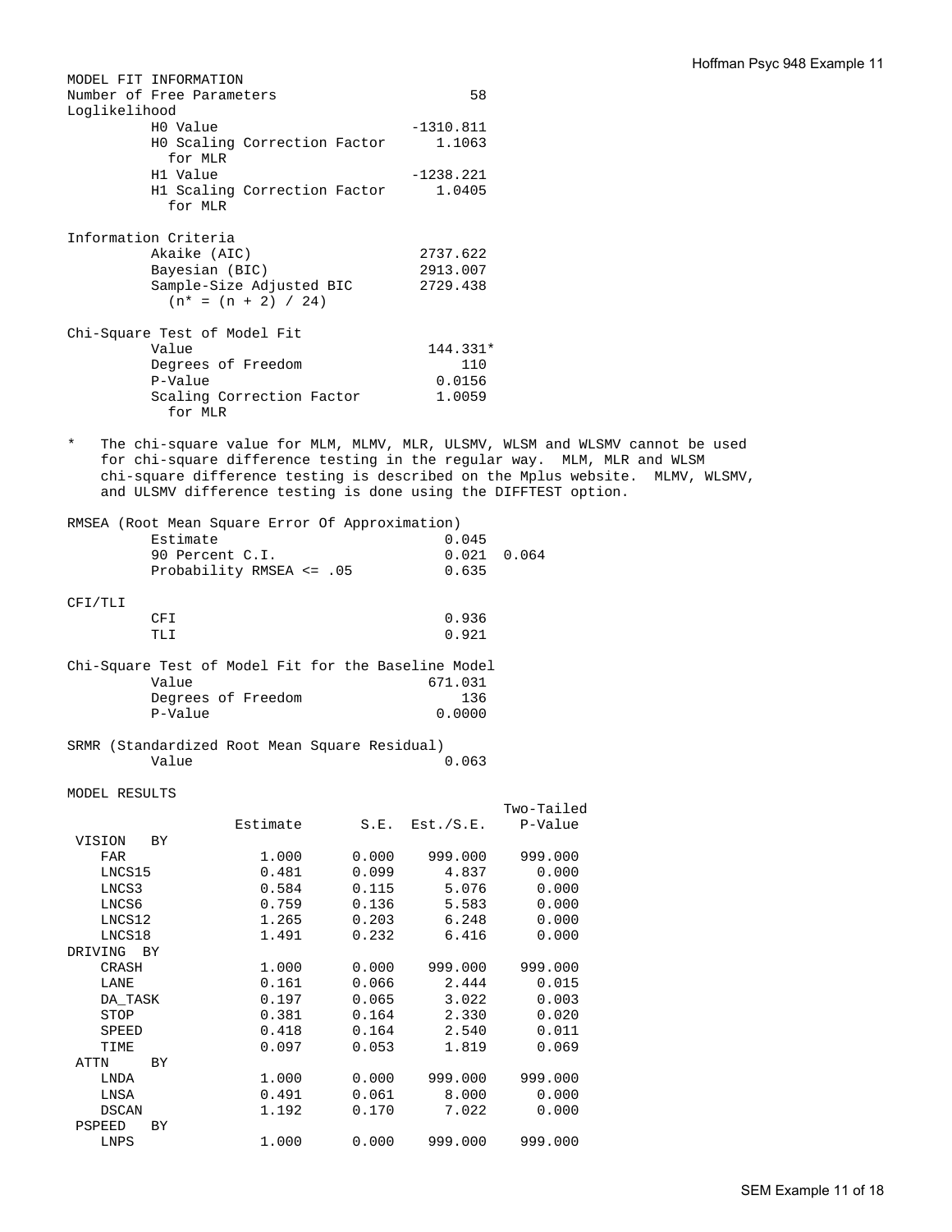```
MODEL FIT INFORMATION
Number of Free Parameters                       58
Loglikelihood
          H0 Value                       -1310.811
          H0 Scaling Correction Factor      1.1063
            for MLR
          H1 Value                       -1238.221
          H1 Scaling Correction Factor      1.0405
            for MLR

Information Criteria
          Akaike (AIC)                    2737.622
          Bayesian (BIC)                  2913.007
          Sample-Size Adjusted BIC        2729.438
            (n* = (n + 2) / 24)

Chi-Square Test of Model Fit
          Value                            144.331*
          Degrees of Freedom                   110
          P-Value                           0.0156
          Scaling Correction Factor         1.0059
            for MLR

*   The chi-square value for MLM, MLMV, MLR, ULSMV, WLSM and WLSMV cannot be used
    for chi-square difference testing in the regular way.  MLM, MLR and WLSM
    chi-square difference testing is described on the Mplus website.  MLMV, WLSMV,
    and ULSMV difference testing is done using the DIFFTEST option.

RMSEA (Root Mean Square Error Of Approximation)
          Estimate                           0.045
          90 Percent C.I.                    0.021  0.064
          Probability RMSEA <= .05           0.635

CFI/TLI
          CFI                                0.936
          TLI                                0.921

Chi-Square Test of Model Fit for the Baseline Model
          Value                            671.031
          Degrees of Freedom                   136
          P-Value                           0.0000

SRMR (Standardized Root Mean Square Residual)
          Value                              0.063

MODEL RESULTS
                                                    Two-Tailed
                    Estimate       S.E.  Est./S.E.    P-Value
 VISION   BY
    FAR                1.000      0.000    999.000    999.000
    LNCS15             0.481      0.099      4.837      0.000
    LNCS3              0.584      0.115      5.076      0.000
    LNCS6              0.759      0.136      5.583      0.000
    LNCS12             1.265      0.203      6.248      0.000
    LNCS18             1.491      0.232      6.416      0.000
 DRIVING  BY
    CRASH              1.000      0.000    999.000    999.000
    LANE               0.161      0.066      2.444      0.015
    DA_TASK            0.197      0.065      3.022      0.003
    STOP               0.381      0.164      2.330      0.020
    SPEED              0.418      0.164      2.540      0.011
    TIME               0.097      0.053      1.819      0.069
 ATTN     BY
    LNDA               1.000      0.000    999.000    999.000
    LNSA               0.491      0.061      8.000      0.000
    DSCAN              1.192      0.170      7.022      0.000
 PSPEED   BY
    LNPS               1.000      0.000    999.000    999.000
```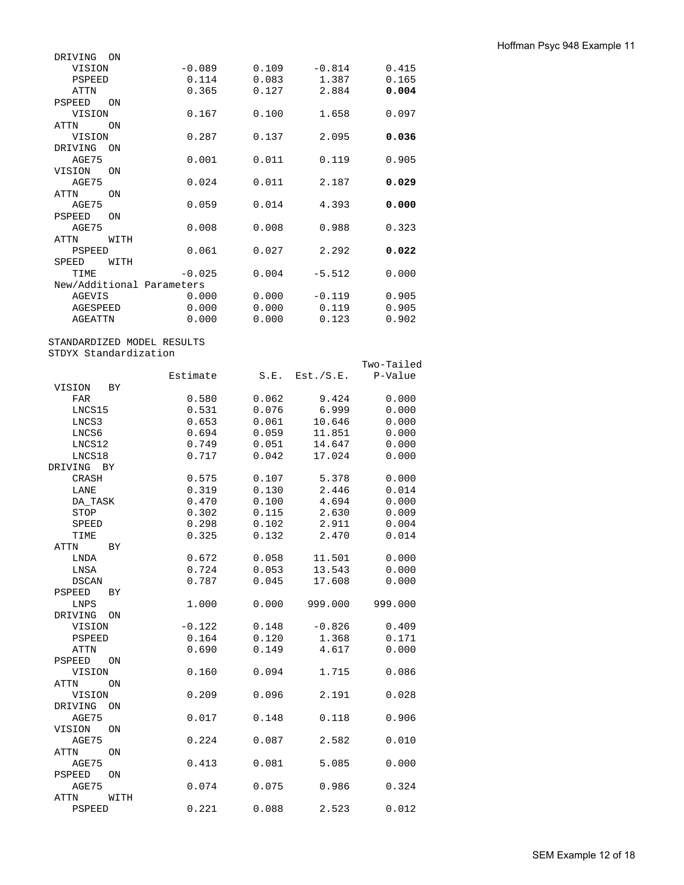```
 DRIVING  ON
    VISION            -0.089      0.109     -0.814      0.415
    PSPEED             0.114      0.083      1.387      0.165
    ATTN               0.365      0.127      2.884      0.004
 PSPEED   ON
    VISION             0.167      0.100      1.658      0.097
 ATTN     ON
    VISION             0.287      0.137      2.095      0.036
 DRIVING  ON
    AGE75              0.001      0.011      0.119      0.905
 VISION   ON
    AGE75              0.024      0.011      2.187      0.029
 ATTN     ON
    AGE75              0.059      0.014      4.393      0.000
 PSPEED   ON
    AGE75              0.008      0.008      0.988      0.323
 ATTN     WITH
    PSPEED             0.061      0.027      2.292      0.022
 SPEED    WITH
    TIME              -0.025      0.004     -5.512      0.000
 New/Additional Parameters
    AGEVIS             0.000      0.000     -0.119      0.905
    AGESPEED           0.000      0.000      0.119      0.905
    AGEATTN            0.000      0.000      0.123      0.902

STANDARDIZED MODEL RESULTS
STDYX Standardization
                                                       Two-Tailed
                    Estimate       S.E.  Est./S.E.    P-Value
 VISION   BY
    FAR                0.580      0.062      9.424      0.000
    LNCS15             0.531      0.076      6.999      0.000
    LNCS3              0.653      0.061     10.646      0.000
    LNCS6              0.694      0.059     11.851      0.000
    LNCS12             0.749      0.051     14.647      0.000
    LNCS18             0.717      0.042     17.024      0.000
DRIVING  BY
    CRASH              0.575      0.107      5.378      0.000
    LANE               0.319      0.130      2.446      0.014
    DA_TASK            0.470      0.100      4.694      0.000
    STOP               0.302      0.115      2.630      0.009
    SPEED              0.298      0.102      2.911      0.004
    TIME               0.325      0.132      2.470      0.014
 ATTN     BY
    LNDA               0.672      0.058     11.501      0.000
    LNSA               0.724      0.053     13.543      0.000
    DSCAN              0.787      0.045     17.608      0.000
 PSPEED   BY
    LNPS               1.000      0.000    999.000    999.000
 DRIVING  ON
    VISION            -0.122      0.148     -0.826      0.409
    PSPEED             0.164      0.120      1.368      0.171
    ATTN               0.690      0.149      4.617      0.000
 PSPEED   ON
    VISION             0.160      0.094      1.715      0.086
 ATTN     ON
    VISION             0.209      0.096      2.191      0.028
 DRIVING  ON
    AGE75              0.017      0.148      0.118      0.906
 VISION   ON
    AGE75              0.224      0.087      2.582      0.010
 ATTN     ON
    AGE75              0.413      0.081      5.085      0.000
 PSPEED   ON
    AGE75              0.074      0.075      0.986      0.324
 ATTN     WITH
    PSPEED             0.221      0.088      2.523      0.012
```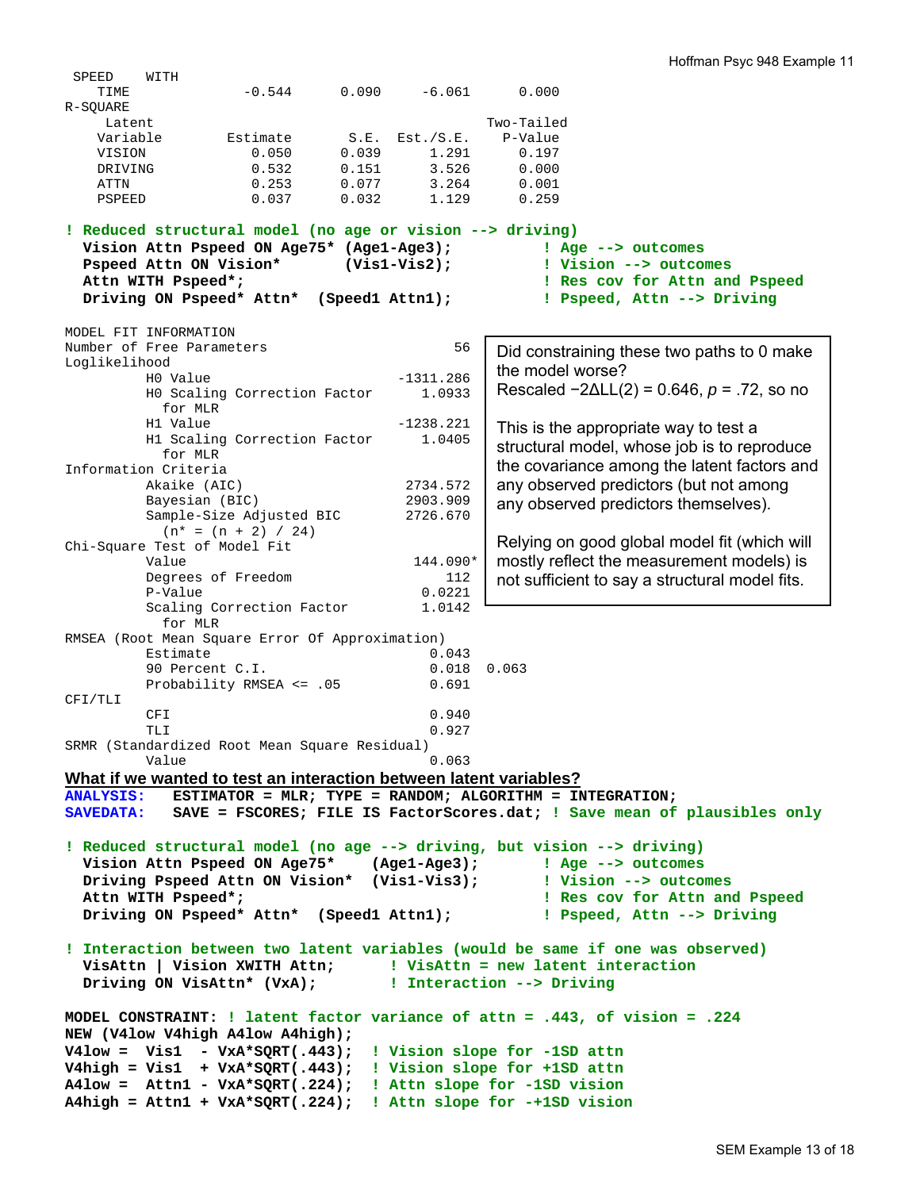```
 SPEED    WITH
    TIME            -0.544      0.090     -6.061      0.000
R-SQUARE
     Latent                                          Two-Tailed
    Variable        Estimate       S.E.  Est./S.E.    P-Value
    VISION             0.050      0.039      1.291      0.197
    DRIVING            0.532      0.151      3.526      0.000
    ATTN               0.253      0.077      3.264      0.001
    PSPEED             0.037      0.032      1.129      0.259
```

```
! Reduced structural model (no age or vision --> driving)
  Vision Attn Pspeed ON Age75* (Age1-Age3);         ! Age --> outcomes
  Pspeed Attn ON Vision*       (Vis1-Vis2);         ! Vision --> outcomes
  Attn WITH Pspeed*;                                ! Res cov for Attn and Pspeed
  Driving ON Pspeed* Attn*  (Speed1 Attn1);         ! Pspeed, Attn --> Driving
```

```
MODEL FIT INFORMATION
Number of Free Parameters                       56
Loglikelihood
          H0 Value                       -1311.286
          H0 Scaling Correction Factor      1.0933
            for MLR
          H1 Value                       -1238.221
          H1 Scaling Correction Factor      1.0405
            for MLR
Information Criteria
          Akaike (AIC)                    2734.572
          Bayesian (BIC)                  2903.909
          Sample-Size Adjusted BIC        2726.670
            (n* = (n + 2) / 24)
Chi-Square Test of Model Fit
          Value                            144.090*
          Degrees of Freedom                   112
          P-Value                           0.0221
          Scaling Correction Factor         1.0142
            for MLR
RMSEA (Root Mean Square Error Of Approximation)
          Estimate                           0.043
          90 Percent C.I.                    0.018  0.063
          Probability RMSEA <= .05           0.691
CFI/TLI
          CFI                                0.940
          TLI                                0.927
SRMR (Standardized Root Mean Square Residual)
          Value                              0.063
```

Did constraining these two paths to 0 make the model worse?
Rescaled $-2\Delta LL(2) = 0.646$, $p = .72$, so no

This is the appropriate way to test a structural model, whose job is to reproduce the covariance among the latent factors and any observed predictors (but not among any observed predictors themselves).

Relying on good global model fit (which will mostly reflect the measurement models) is not sufficient to say a structural model fits.

**What if we wanted to test an interaction between latent variables?**

```
ANALYSIS:   ESTIMATOR = MLR; TYPE = RANDOM; ALGORITHM = INTEGRATION;
SAVEDATA:   SAVE = FSCORES; FILE IS FactorScores.dat; ! Save mean of plausibles only

! Reduced structural model (no age --> driving, but vision --> driving)
  Vision Attn Pspeed ON Age75*    (Age1-Age3);      ! Age --> outcomes
  Driving Pspeed Attn ON Vision*  (Vis1-Vis3);      ! Vision --> outcomes
  Attn WITH Pspeed*;                                ! Res cov for Attn and Pspeed
  Driving ON Pspeed* Attn*  (Speed1 Attn1);         ! Pspeed, Attn --> Driving

! Interaction between two latent variables (would be same if one was observed)
  VisAttn | Vision XWITH Attn;      ! VisAttn = new latent interaction
  Driving ON VisAttn* (VxA);        ! Interaction --> Driving

MODEL CONSTRAINT: ! latent factor variance of attn = .443, of vision = .224
NEW (V4low V4high A4low A4high);
V4low =  Vis1  - VxA*SQRT(.443);  ! Vision slope for -1SD attn
V4high = Vis1  + VxA*SQRT(.443);  ! Vision slope for +1SD attn
A4low =  Attn1 - VxA*SQRT(.224);  ! Attn slope for -1SD vision
A4high = Attn1 + VxA*SQRT(.224);  ! Attn slope for -+1SD vision
```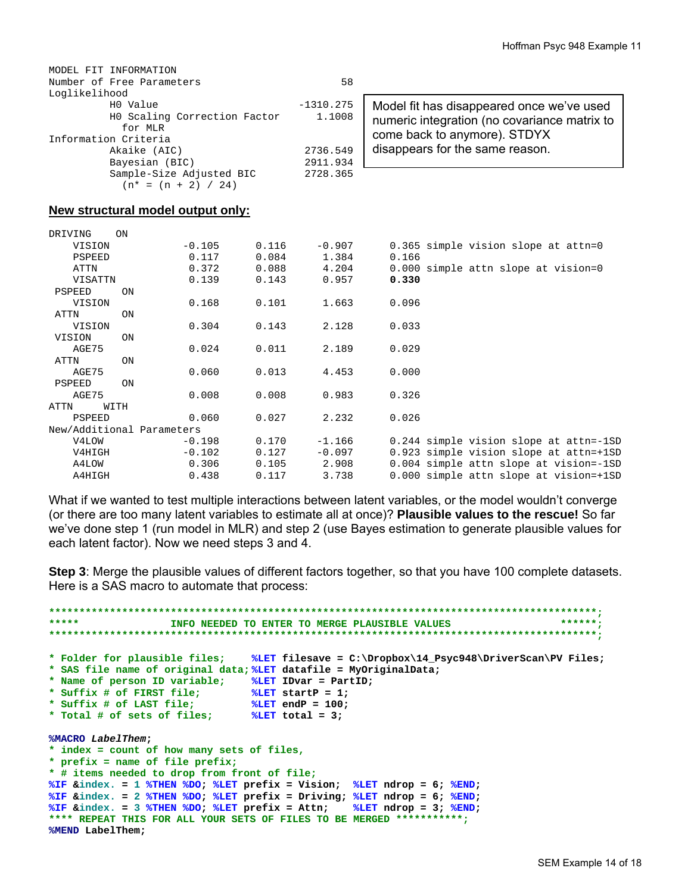```
MODEL FIT INFORMATION
Number of Free Parameters                       58
Loglikelihood
          H0 Value                       -1310.275
          H0 Scaling Correction Factor      1.1008
            for MLR
Information Criteria
          Akaike (AIC)                    2736.549
          Bayesian (BIC)                  2911.934
          Sample-Size Adjusted BIC        2728.365
            (n* = (n + 2) / 24)
```

Model fit has disappeared once we've used numeric integration (no covariance matrix to come back to anymore). STDYX disappears for the same reason.

**New structural model output only:**

```
DRIVING    ON
    VISION          -0.105      0.116     -0.907      0.365 simple vision slope at attn=0
    PSPEED           0.117      0.084      1.384      0.166
    ATTN             0.372      0.088      4.204      0.000 simple attn slope at vision=0
    VISATTN          0.139      0.143      0.957      0.330
 PSPEED     ON
    VISION           0.168      0.101      1.663      0.096
 ATTN       ON
    VISION           0.304      0.143      2.128      0.033
 VISION     ON
    AGE75            0.024      0.011      2.189      0.029
 ATTN       ON
    AGE75            0.060      0.013      4.453      0.000
 PSPEED     ON
    AGE75            0.008      0.008      0.983      0.326
ATTN     WITH
    PSPEED           0.060      0.027      2.232      0.026
New/Additional Parameters
    V4LOW           -0.198      0.170     -1.166      0.244 simple vision slope at attn=-1SD
    V4HIGH          -0.102      0.127     -0.097      0.923 simple vision slope at attn=+1SD
    A4LOW            0.306      0.105      2.908      0.004 simple attn slope at vision=-1SD
    A4HIGH           0.438      0.117      3.738      0.000 simple attn slope at vision=+1SD
```

What if we wanted to test multiple interactions between latent variables, or the model wouldn't converge (or there are too many latent variables to estimate all at once)? **Plausible values to the rescue!** So far we've done step 1 (run model in MLR) and step 2 (use Bayes estimation to generate plausible values for each latent factor). Now we need steps 3 and 4.

**Step 3**: Merge the plausible values of different factors together, so that you have 100 complete datasets. Here is a SAS macro to automate that process:

```
**************************************************************************************;
*****              INFO NEEDED TO ENTER TO MERGE PLAUSIBLE VALUES               ******;
**************************************************************************************;

* Folder for plausible files;    %LET filesave = C:\Dropbox\14_Psyc948\DriverScan\PV Files;
* SAS file name of original data;%LET datafile = MyOriginalData;
* Name of person ID variable;    %LET IDvar = PartID;
* Suffix # of FIRST file;        %LET startP = 1;
* Suffix # of LAST file;         %LET endP = 100;
* Total # of sets of files;      %LET total = 3;

%MACRO LabelThem;
* index = count of how many sets of files,
* prefix = name of file prefix;
* # items needed to drop from front of file;
%IF &index. = 1 %THEN %DO; %LET prefix = Vision;  %LET ndrop = 6; %END;
%IF &index. = 2 %THEN %DO; %LET prefix = Driving; %LET ndrop = 6; %END;
%IF &index. = 3 %THEN %DO; %LET prefix = Attn;    %LET ndrop = 3; %END;
**** REPEAT THIS FOR ALL YOUR SETS OF FILES TO BE MERGED ***********;
%MEND LabelThem;
```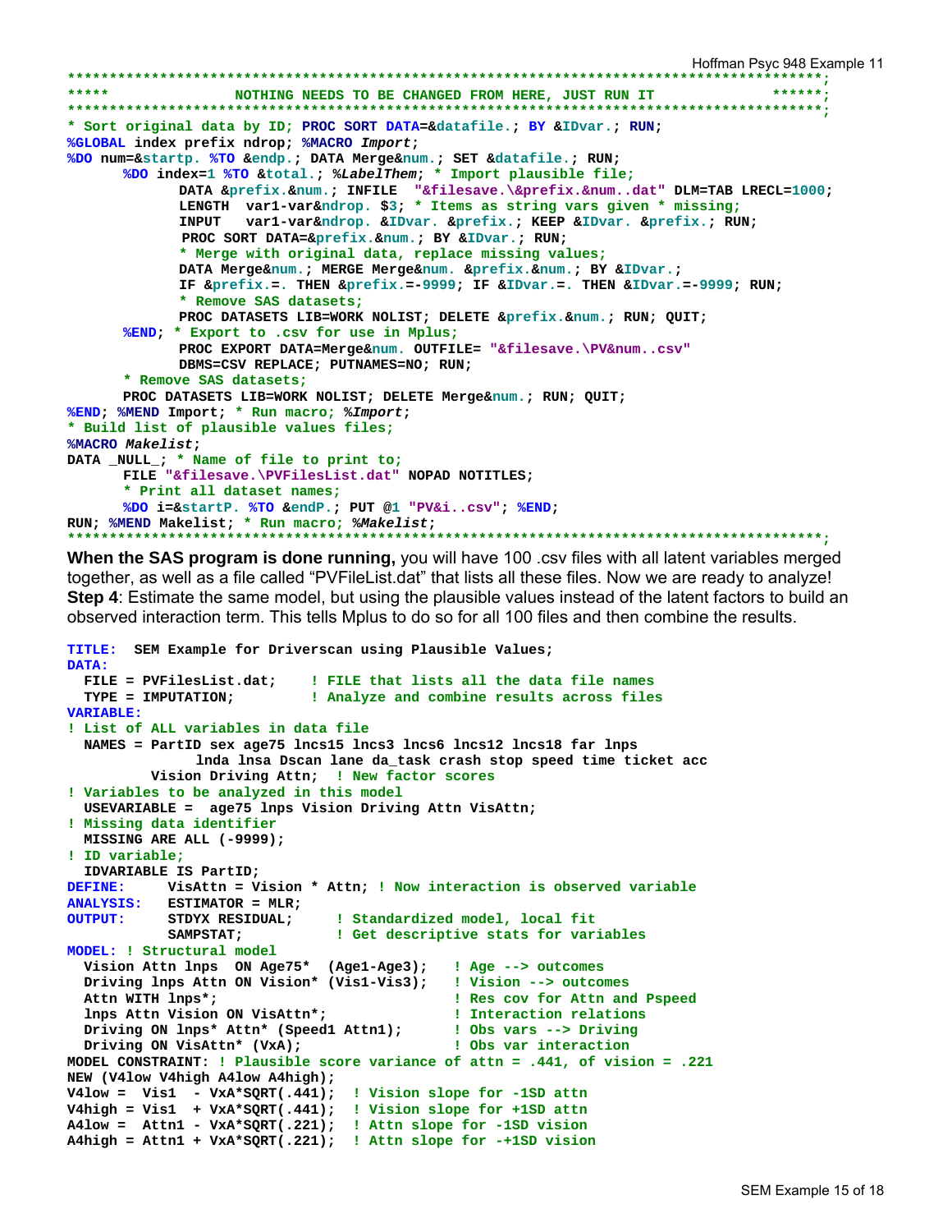```
***************************************************************************************;
*****                NOTHING NEEDS TO BE CHANGED FROM HERE, JUST RUN IT              ******;
***************************************************************************************;
* Sort original data by ID; PROC SORT DATA=&datafile.; BY &IDvar.; RUN;
%GLOBAL index prefix ndrop; %MACRO Import;
%DO num=&startp. %TO &endp.; DATA Merge&num.; SET &datafile.; RUN;
      %DO index=1 %TO &total.; %LabelThem; * Import plausible file;
            DATA &prefix.&num.; INFILE  "&filesave.\&prefix.&num..dat" DLM=TAB LRECL=1000;
            LENGTH  var1-var&ndrop. $3; * Items as string vars given * missing;
            INPUT   var1-var&ndrop. &IDvar. &prefix.; KEEP &IDvar. &prefix.; RUN;
             PROC SORT DATA=&prefix.&num.; BY &IDvar.; RUN;
            * Merge with original data, replace missing values;
            DATA Merge&num.; MERGE Merge&num. &prefix.&num.; BY &IDvar.;
            IF &prefix.=. THEN &prefix.=-9999; IF &IDvar.=. THEN &IDvar.=-9999; RUN;
            * Remove SAS datasets;
            PROC DATASETS LIB=WORK NOLIST; DELETE &prefix.&num.; RUN; QUIT;
      %END; * Export to .csv for use in Mplus;
            PROC EXPORT DATA=Merge&num. OUTFILE= "&filesave.\PV&num..csv"
            DBMS=CSV REPLACE; PUTNAMES=NO; RUN;
      * Remove SAS datasets;
      PROC DATASETS LIB=WORK NOLIST; DELETE Merge&num.; RUN; QUIT;
%END; %MEND Import; * Run macro; %Import;
* Build list of plausible values files;
%MACRO Makelist;
DATA _NULL_; * Name of file to print to;
      FILE "&filesave.\PVFilesList.dat" NOPAD NOTITLES;
      * Print all dataset names;
      %DO i=&startP. %TO &endP.; PUT @1 "PV&i..csv"; %END;
RUN; %MEND Makelist; * Run macro; %Makelist;
***************************************************************************************;
```

**When the SAS program is done running,** you will have 100 .csv files with all latent variables merged together, as well as a file called "PVFileList.dat" that lists all these files. Now we are ready to analyze!
**Step 4**: Estimate the same model, but using the plausible values instead of the latent factors to build an observed interaction term. This tells Mplus to do so for all 100 files and then combine the results.

```
TITLE:  SEM Example for Driverscan using Plausible Values;
DATA:
  FILE = PVFilesList.dat;    ! FILE that lists all the data file names
  TYPE = IMPUTATION;         ! Analyze and combine results across files
VARIABLE:
! List of ALL variables in data file
  NAMES = PartID sex age75 lncs15 lncs3 lncs6 lncs12 lncs18 far lnps
              lnda lnsa Dscan lane da_task crash stop speed time ticket acc
          Vision Driving Attn;  ! New factor scores
! Variables to be analyzed in this model
  USEVARIABLE =  age75 lnps Vision Driving Attn VisAttn;
! Missing data identifier
  MISSING ARE ALL (-9999);
! ID variable;
  IDVARIABLE IS PartID;
DEFINE:     VisAttn = Vision * Attn; ! Now interaction is observed variable
ANALYSIS:   ESTIMATOR = MLR;
OUTPUT:     STDYX RESIDUAL;     ! Standardized model, local fit
            SAMPSTAT;           ! Get descriptive stats for variables
MODEL: ! Structural model
  Vision Attn lnps  ON Age75*  (Age1-Age3);   ! Age --> outcomes
  Driving lnps Attn ON Vision* (Vis1-Vis3);   ! Vision --> outcomes
  Attn WITH lnps*;                            ! Res cov for Attn and Pspeed
  lnps Attn Vision ON VisAttn*;               ! Interaction relations
  Driving ON lnps* Attn* (Speed1 Attn1);      ! Obs vars --> Driving
  Driving ON VisAttn* (VxA);                  ! Obs var interaction
MODEL CONSTRAINT: ! Plausible score variance of attn = .441, of vision = .221
NEW (V4low V4high A4low A4high);
V4low =  Vis1  - VxA*SQRT(.441);  ! Vision slope for -1SD attn
V4high = Vis1  + VxA*SQRT(.441);  ! Vision slope for +1SD attn
A4low =  Attn1 - VxA*SQRT(.221);  ! Attn slope for -1SD vision
A4high = Attn1 + VxA*SQRT(.221);  ! Attn slope for -+1SD vision
```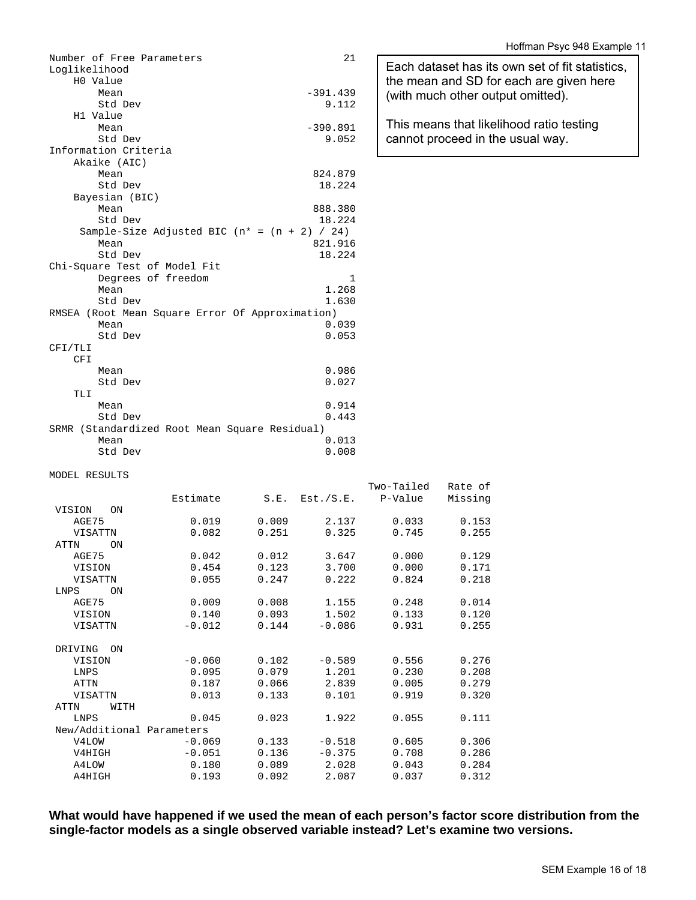```
Number of Free Parameters                           21
Loglikelihood
   H0 Value
      Mean                                    -391.439
      Std Dev                                    9.112
   H1 Value
      Mean                                    -390.891
      Std Dev                                    9.052
Information Criteria
   Akaike (AIC)
      Mean                                     824.879
      Std Dev                                   18.224
   Bayesian (BIC)
      Mean                                     888.380
      Std Dev                                   18.224
    Sample-Size Adjusted BIC (n* = (n + 2) / 24)
      Mean                                     821.916
      Std Dev                                   18.224
Chi-Square Test of Model Fit
      Degrees of freedom                             1
      Mean                                       1.268
      Std Dev                                    1.630
RMSEA (Root Mean Square Error Of Approximation)
      Mean                                       0.039
      Std Dev                                    0.053
CFI/TLI
   CFI
      Mean                                       0.986
      Std Dev                                    0.027
   TLI
      Mean                                       0.914
      Std Dev                                    0.443
SRMR (Standardized Root Mean Square Residual)
      Mean                                       0.013
      Std Dev                                    0.008
```

Each dataset has its own set of fit statistics, the mean and SD for each are given here (with much other output omitted).

This means that likelihood ratio testing cannot proceed in the usual way.

```
MODEL RESULTS
                                                     Two-Tailed   Rate of
                    Estimate       S.E.  Est./S.E.    P-Value     Missing
 VISION   ON
    AGE75              0.019      0.009      2.137      0.033      0.153
    VISATTN            0.082      0.251      0.325      0.745      0.255
 ATTN     ON
    AGE75              0.042      0.012      3.647      0.000      0.129
    VISION             0.454      0.123      3.700      0.000      0.171
    VISATTN            0.055      0.247      0.222      0.824      0.218
 LNPS     ON
    AGE75              0.009      0.008      1.155      0.248      0.014
    VISION             0.140      0.093      1.502      0.133      0.120
    VISATTN           -0.012      0.144     -0.086      0.931      0.255

 DRIVING  ON
    VISION            -0.060      0.102     -0.589      0.556      0.276
    LNPS               0.095      0.079      1.201      0.230      0.208
    ATTN               0.187      0.066      2.839      0.005      0.279
    VISATTN            0.013      0.133      0.101      0.919      0.320
 ATTN     WITH
    LNPS               0.045      0.023      1.922      0.055      0.111
 New/Additional Parameters
    V4LOW             -0.069      0.133     -0.518      0.605      0.306
    V4HIGH            -0.051      0.136     -0.375      0.708      0.286
    A4LOW              0.180      0.089      2.028      0.043      0.284
    A4HIGH             0.193      0.092      2.087      0.037      0.312
```

**What would have happened if we used the mean of each person's factor score distribution from the single-factor models as a single observed variable instead? Let's examine two versions.**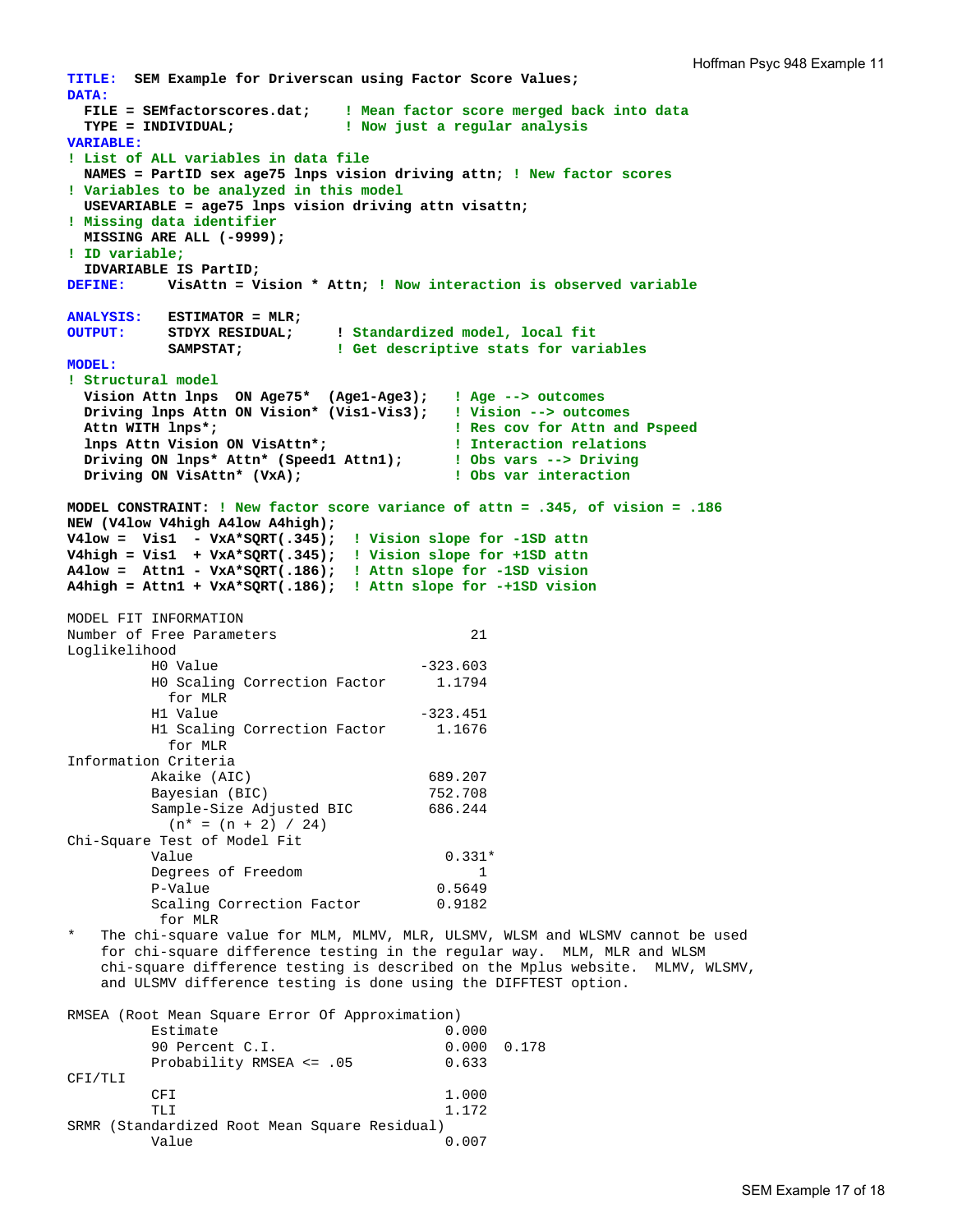```
TITLE:  SEM Example for Driverscan using Factor Score Values;
DATA:
  FILE = SEMfactorscores.dat;    ! Mean factor score merged back into data
  TYPE = INDIVIDUAL;             ! Now just a regular analysis
VARIABLE:
! List of ALL variables in data file
  NAMES = PartID sex age75 lnps vision driving attn; ! New factor scores
! Variables to be analyzed in this model
  USEVARIABLE = age75 lnps vision driving attn visattn;
! Missing data identifier
  MISSING ARE ALL (-9999);
! ID variable;
  IDVARIABLE IS PartID;
DEFINE:     VisAttn = Vision * Attn; ! Now interaction is observed variable

ANALYSIS:   ESTIMATOR = MLR;
OUTPUT:     STDYX RESIDUAL;     ! Standardized model, local fit
            SAMPSTAT;           ! Get descriptive stats for variables
MODEL:
! Structural model
  Vision Attn lnps  ON Age75*  (Age1-Age3);   ! Age --> outcomes
  Driving lnps Attn ON Vision* (Vis1-Vis3);   ! Vision --> outcomes
  Attn WITH lnps*;                            ! Res cov for Attn and Pspeed
  lnps Attn Vision ON VisAttn*;               ! Interaction relations
  Driving ON lnps* Attn* (Speed1 Attn1);      ! Obs vars --> Driving
  Driving ON VisAttn* (VxA);                  ! Obs var interaction

MODEL CONSTRAINT: ! New factor score variance of attn = .345, of vision = .186
NEW (V4low V4high A4low A4high);
V4low =  Vis1  - VxA*SQRT(.345);  ! Vision slope for -1SD attn
V4high = Vis1  + VxA*SQRT(.345);  ! Vision slope for +1SD attn
A4low =  Attn1 - VxA*SQRT(.186);  ! Attn slope for -1SD vision
A4high = Attn1 + VxA*SQRT(.186);  ! Attn slope for -+1SD vision

MODEL FIT INFORMATION
Number of Free Parameters                      21
Loglikelihood
          H0 Value                       -323.603
          H0 Scaling Correction Factor     1.1794
            for MLR
          H1 Value                       -323.451
          H1 Scaling Correction Factor     1.1676
            for MLR
Information Criteria
          Akaike (AIC)                    689.207
          Bayesian (BIC)                  752.708
          Sample-Size Adjusted BIC        686.244
            (n* = (n + 2) / 24)
Chi-Square Test of Model Fit
          Value                             0.331*
          Degrees of Freedom                    1
          P-Value                          0.5649
          Scaling Correction Factor        0.9182
           for MLR
*   The chi-square value for MLM, MLMV, MLR, ULSMV, WLSM and WLSMV cannot be used
    for chi-square difference testing in the regular way.  MLM, MLR and WLSM
    chi-square difference testing is described on the Mplus website.  MLMV, WLSMV,
    and ULSMV difference testing is done using the DIFFTEST option.

RMSEA (Root Mean Square Error Of Approximation)
          Estimate                          0.000
          90 Percent C.I.                   0.000  0.178
          Probability RMSEA <= .05          0.633
CFI/TLI
          CFI                               1.000
          TLI                               1.172
SRMR (Standardized Root Mean Square Residual)
          Value                             0.007
```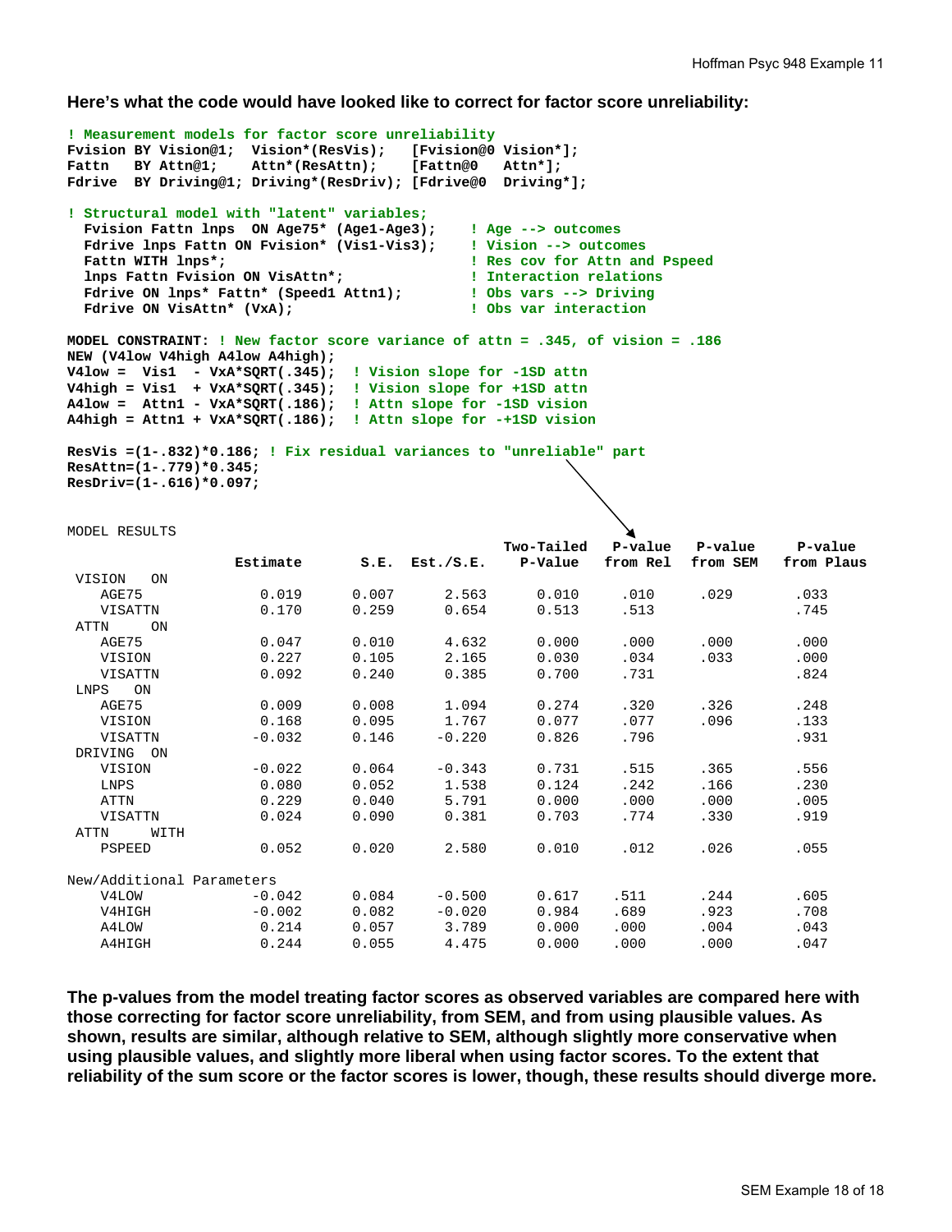**Here's what the code would have looked like to correct for factor score unreliability:**

```
! Measurement models for factor score unreliability
Fvision BY Vision@1;  Vision*(ResVis);   [Fvision@0 Vision*];
Fattn   BY Attn@1;    Attn*(ResAttn);    [Fattn@0   Attn*];
Fdrive  BY Driving@1; Driving*(ResDriv); [Fdrive@0  Driving*];

! Structural model with "latent" variables;
  Fvision Fattn lnps  ON Age75* (Age1-Age3);     ! Age --> outcomes
  Fdrive lnps Fattn ON Fvision* (Vis1-Vis3);     ! Vision --> outcomes
  Fattn WITH lnps*;                              ! Res cov for Attn and Pspeed
  lnps Fattn Fvision ON VisAttn*;                ! Interaction relations
  Fdrive ON lnps* Fattn* (Speed1 Attn1);         ! Obs vars --> Driving
  Fdrive ON VisAttn* (VxA);                      ! Obs var interaction

MODEL CONSTRAINT: ! New factor score variance of attn = .345, of vision = .186
NEW (V4low V4high A4low A4high);
V4low =  Vis1  - VxA*SQRT(.345);  ! Vision slope for -1SD attn
V4high = Vis1  + VxA*SQRT(.345);  ! Vision slope for +1SD attn
A4low =  Attn1 - VxA*SQRT(.186);  ! Attn slope for -1SD vision
A4high = Attn1 + VxA*SQRT(.186);  ! Attn slope for -+1SD vision

ResVis =(1-.832)*0.186; ! Fix residual variances to "unreliable" part
ResAttn=(1-.779)*0.345;
ResDriv=(1-.616)*0.097;
```

MODEL RESULTS

| | Estimate | S.E. | Est./S.E. | Two-Tailed P-Value | P-value from Rel | P-value from SEM | P-value from Plaus |
|---|---|---|---|---|---|---|---|
| VISION ON | | | | | | | |
| AGE75 | 0.019 | 0.007 | 2.563 | 0.010 | .010 | .029 | .033 |
| VISATTN | 0.170 | 0.259 | 0.654 | 0.513 | .513 | | .745 |
| ATTN ON | | | | | | | |
| AGE75 | 0.047 | 0.010 | 4.632 | 0.000 | .000 | .000 | .000 |
| VISION | 0.227 | 0.105 | 2.165 | 0.030 | .034 | .033 | .000 |
| VISATTN | 0.092 | 0.240 | 0.385 | 0.700 | .731 | | .824 |
| LNPS ON | | | | | | | |
| AGE75 | 0.009 | 0.008 | 1.094 | 0.274 | .320 | .326 | .248 |
| VISION | 0.168 | 0.095 | 1.767 | 0.077 | .077 | .096 | .133 |
| VISATTN | -0.032 | 0.146 | -0.220 | 0.826 | .796 | | .931 |
| DRIVING ON | | | | | | | |
| VISION | -0.022 | 0.064 | -0.343 | 0.731 | .515 | .365 | .556 |
| LNPS | 0.080 | 0.052 | 1.538 | 0.124 | .242 | .166 | .230 |
| ATTN | 0.229 | 0.040 | 5.791 | 0.000 | .000 | .000 | .005 |
| VISATTN | 0.024 | 0.090 | 0.381 | 0.703 | .774 | .330 | .919 |
| ATTN WITH | | | | | | | |
| PSPEED | 0.052 | 0.020 | 2.580 | 0.010 | .012 | .026 | .055 |
| New/Additional Parameters | | | | | | | |
| V4LOW | -0.042 | 0.084 | -0.500 | 0.617 | .511 | .244 | .605 |
| V4HIGH | -0.002 | 0.082 | -0.020 | 0.984 | .689 | .923 | .708 |
| A4LOW | 0.214 | 0.057 | 3.789 | 0.000 | .000 | .004 | .043 |
| A4HIGH | 0.244 | 0.055 | 4.475 | 0.000 | .000 | .000 | .047 |

**The p-values from the model treating factor scores as observed variables are compared here with those correcting for factor score unreliability, from SEM, and from using plausible values. As shown, results are similar, although relative to SEM, although slightly more conservative when using plausible values, and slightly more liberal when using factor scores. To the extent that reliability of the sum score or the factor scores is lower, though, these results should diverge more.**